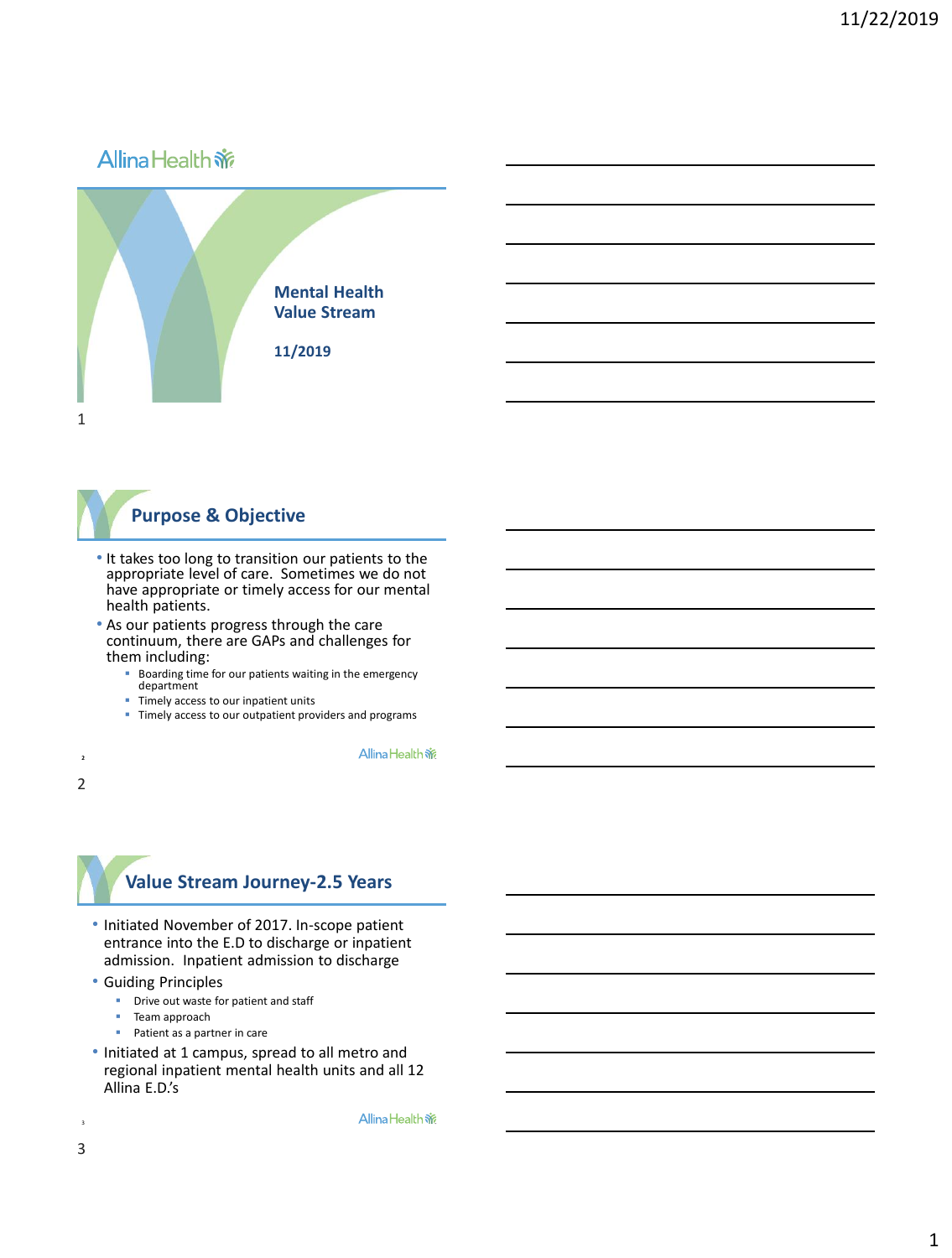# Mental Health Value Stream

11/2019

## Purpose & Objective

- It takes too long to transition our patients to the appropriate level of care. Sometimes we do not have appropriate or timely access for our mental health patients.
- As our patients progress through the care continuum, there are GAPs and challenges for them including:
  - Boarding time for our patients waiting in the emergency department
  - Timely access to our inpatient units
  - Timely access to our outpatient providers and programs

## Value Stream Journey-2.5 Years

- Initiated November of 2017. In-scope patient entrance into the E.D to discharge or inpatient admission. Inpatient admission to discharge
- Guiding Principles
  - Drive out waste for patient and staff
  - Team approach
  - Patient as a partner in care
- Initiated at 1 campus, spread to all metro and regional inpatient mental health units and all 12 Allina E.D.'s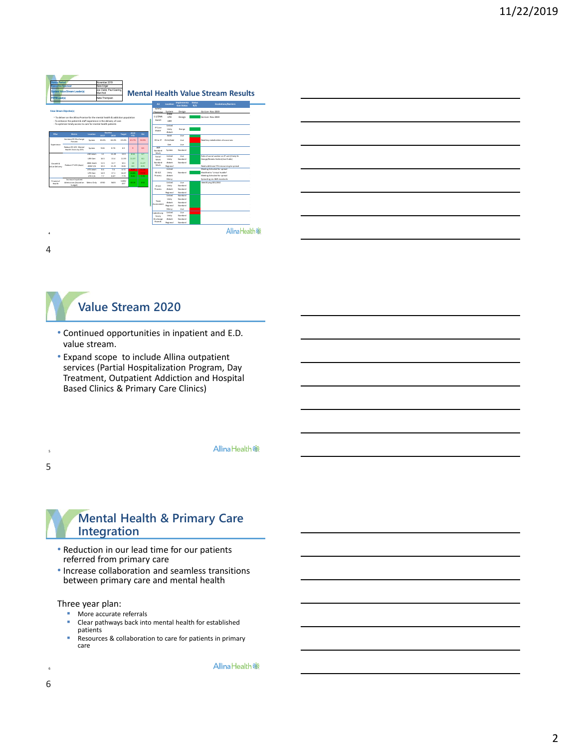## Mental Health Value Stream Results

| Status Period | November 2019 |
|---|---|
| Executive Sponsor | Sara Criger |
| System Value Stream Leader(s) | Joe Clubb; Paul Goering; Matt Holt |
| PIPM Lead(s) | Katie Thompson |

**Value Stream Objective(s)**

- To deliver on the Allina Promise for the mental health & addiction population
- To enhance the patient & staff experience in the delivery of care
- To optimize timely access to care for mental health patients

| Pillar | Metric | Location | Baseline 2017 | Baseline 2018 | Target | 2019 YTD | Oct |
|---|---|---|---|---|---|---|---|
| Experience | Increase ED Discharge Percent | System | 83.6% | 84.0% | 65.0% | 87.7% | 59.9% |
| | Reduce ED LOS: Mental Health Visits by 25% | System | 9.66 | 8.78 | 6.5 | 9 | 8.0 |
| Growth & Value Delivery | Reduce IP LOS (days) | UNH Adult | 12 | 11.28 | 11.0 | 8.55 | 6.7 |
| | | UNH Ger | 16.3 | 15.4 | 11.09 | 11.01 | 8.1 |
| | | ANW Adult | 11.3 | 12.7 | 10.1 | 10 | 11.27 |
| | | ANW C/A | 10.9 | 11.23 | 8.44 | 8.0 | 8.91 |
| | | UFD Adult | 8.4 | 7.6 | 6.71 | | |
| | | UFD Ger | 14.9 | 17.1 | 14.67 | | |
| | | UFD C/A | 7.7 | 8.87 | 7.75 | | |
| Financial Health | Increase Inpatient Admissions (based on budget) | Metro Only | 4930 | 5603 | 5993 | | |

| Kit | Location | Implementation Status | Status R/G | Escalations/Barriers |
|---|---|---|---|---|
| Safety Planning | System | Design | | Go Live- Nov 2019 |
| 1:1/DNA Event | ANW, UFD, UNH | Design | | Go Live- Nov 2019 |
| IP Care Model | United, Unity, Abbott | Design | | |
| ED to IP | Adult, Child/Adol, Ger | Live, Live, Live | | Need key stakeholders discussions |
| SAB Standard Work | System | Standard | | |
| Social Work Standard Work | United, Unity, Abbott, Regional | Live, Standard, Standard | | Role of social worker on IP unit (Cindy St. George/Brenda Verbick/Joe Clubb); Need additional FVs resourcing to spread |
| ED D/C Process | United, Unity, Abbott, Mercy | Standard | | Meeting Scheduled for spread; Modified to "virtual huddle"; Meeting Scheduled for spread; Spreading via SAB standards |
| IP D/C Process | United, Unity, Abbott, Regional | Live, Standard, Standard, Standard | | Identifying DOC/DOU |
| Team Assessment | United, Unity, Abbott, Regional, Mercy | Standard, Standard, Standard, Standard, Live | | |
| Leadership Theory Discharge Rounds | United, Unity, Abbott, Regional | Live, Standard, Standard, Standard | | |

## Value Stream 2020

- Continued opportunities in inpatient and E.D. value stream.
- Expand scope to include Allina outpatient services (Partial Hospitalization Program, Day Treatment, Outpatient Addiction and Hospital Based Clinics & Primary Care Clinics)

## Mental Health & Primary Care Integration

- Reduction in our lead time for our patients referred from primary care
- Increase collaboration and seamless transitions between primary care and mental health

Three year plan:

- More accurate referrals
- Clear pathways back into mental health for established patients
- Resources & collaboration to care for patients in primary care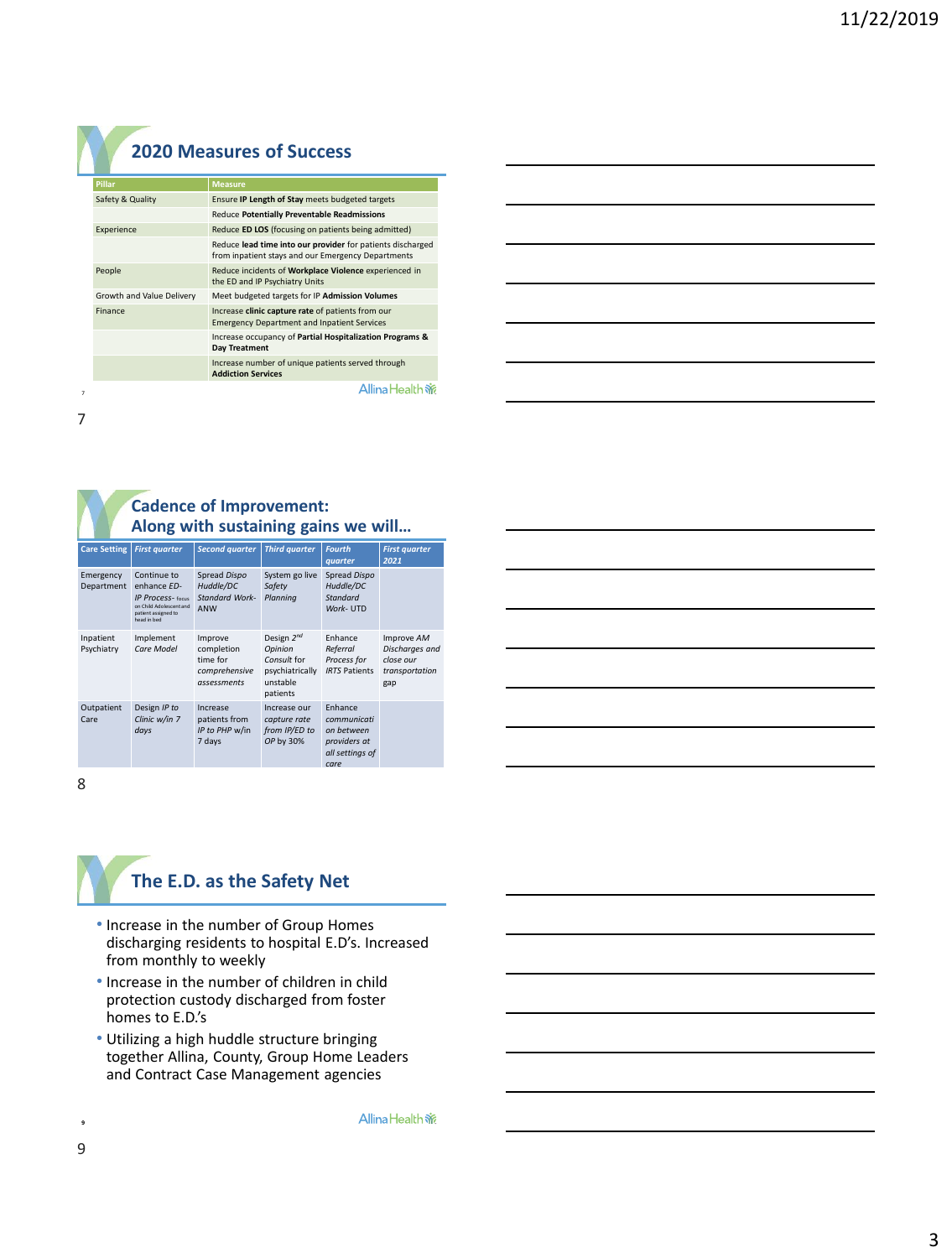## 2020 Measures of Success

| Pillar | Measure |
|---|---|
| Safety & Quality | Ensure **IP Length of Stay** meets budgeted targets |
| | Reduce **Potentially Preventable Readmissions** |
| Experience | Reduce **ED LOS** (focusing on patients being admitted) |
| | Reduce **lead time into our provider** for patients discharged from inpatient stays and our Emergency Departments |
| People | Reduce incidents of **Workplace Violence** experienced in the ED and IP Psychiatry Units |
| Growth and Value Delivery | Meet budgeted targets for IP **Admission Volumes** |
| Finance | Increase **clinic capture rate** of patients from our Emergency Department and Inpatient Services |
| | Increase occupancy of **Partial Hospitalization Programs & Day Treatment** |
| | Increase number of unique patients served through **Addiction Services** |

## Cadence of Improvement: Along with sustaining gains we will…

| Care Setting | *First quarter* | *Second quarter* | *Third quarter* | *Fourth quarter* | *First quarter 2021* |
|---|---|---|---|---|---|
| Emergency Department | Continue to enhance *ED-IP Process*- focus on Child Adolescent and patient assigned to head in bed | Spread *Dispo Huddle/DC Standard Work*- ANW | System go live *Safety Planning* | Spread *Dispo Huddle/DC Standard Work*- UTD | |
| Inpatient Psychiatry | Implement *Care Model* | Improve completion time for *comprehensive assessments* | Design 2[nd] *Opinion Consult* for psychiatrically unstable patients | Enhance *Referral Process for IRTS* Patients | Improve *AM Discharges and close our transportation gap* |
| Outpatient Care | Design *IP to Clinic w/in 7 days* | Increase patients from *IP to PHP* w/in 7 days | Increase our *capture rate from IP/ED to OP* by 30% | Enhance *communication between providers at all settings of care* | |

## The E.D. as the Safety Net

- Increase in the number of Group Homes discharging residents to hospital E.D's. Increased from monthly to weekly
- Increase in the number of children in child protection custody discharged from foster homes to E.D.'s
- Utilizing a high huddle structure bringing together Allina, County, Group Home Leaders and Contract Case Management agencies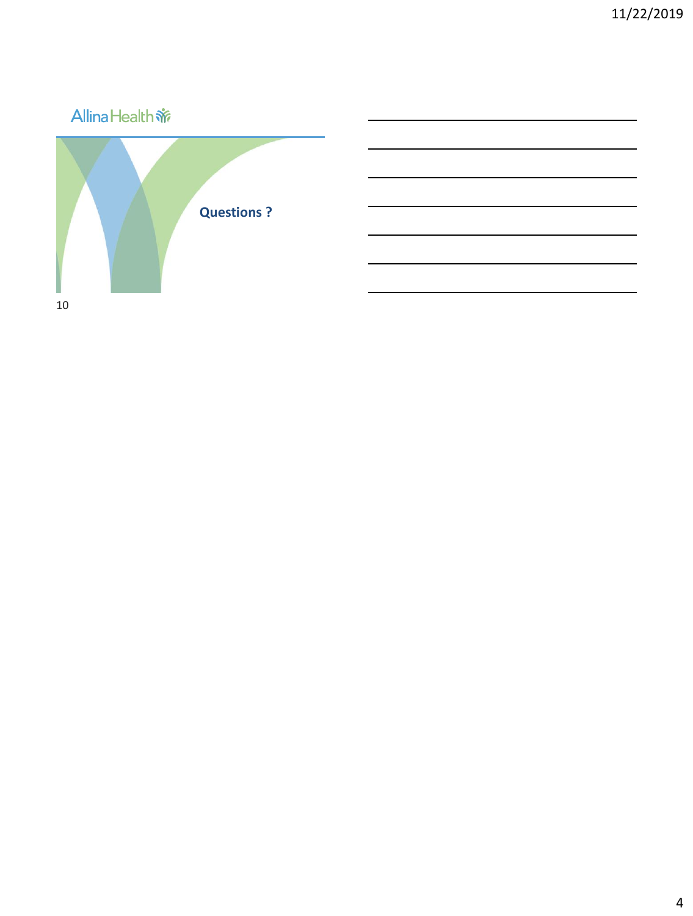Allina Health

**Questions ?**